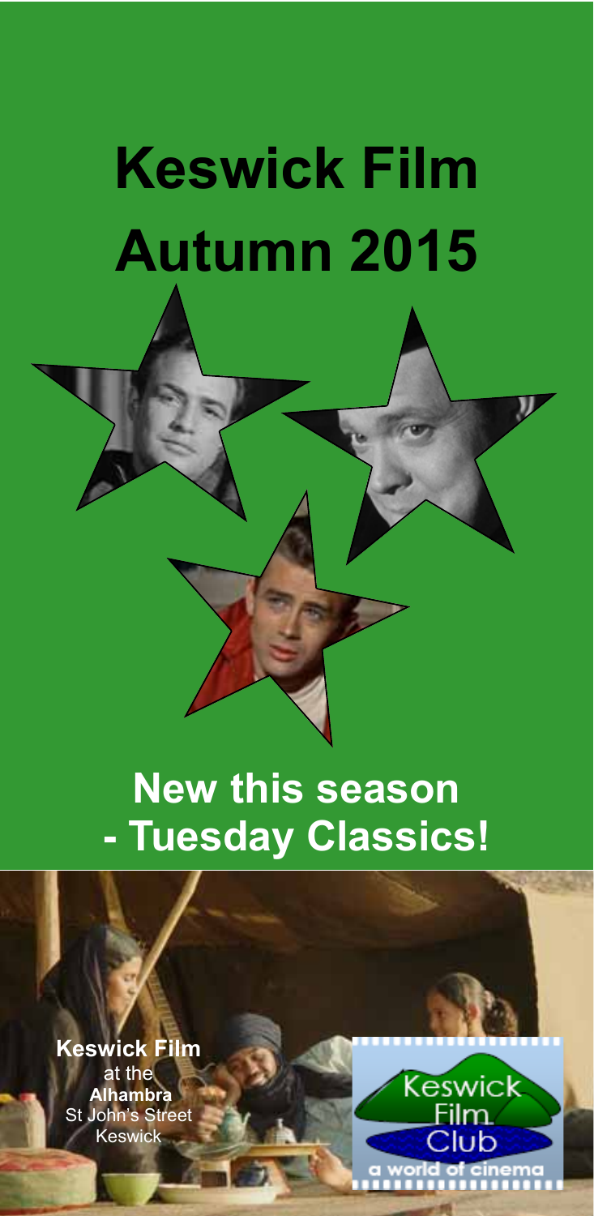# Keswick Film Autumn 2015

## New this season - Tuesday Classics!

**Keswick Film**
at the
**Alhambra**
St John's Street
Keswick

Keswick Film Club
a world of cinema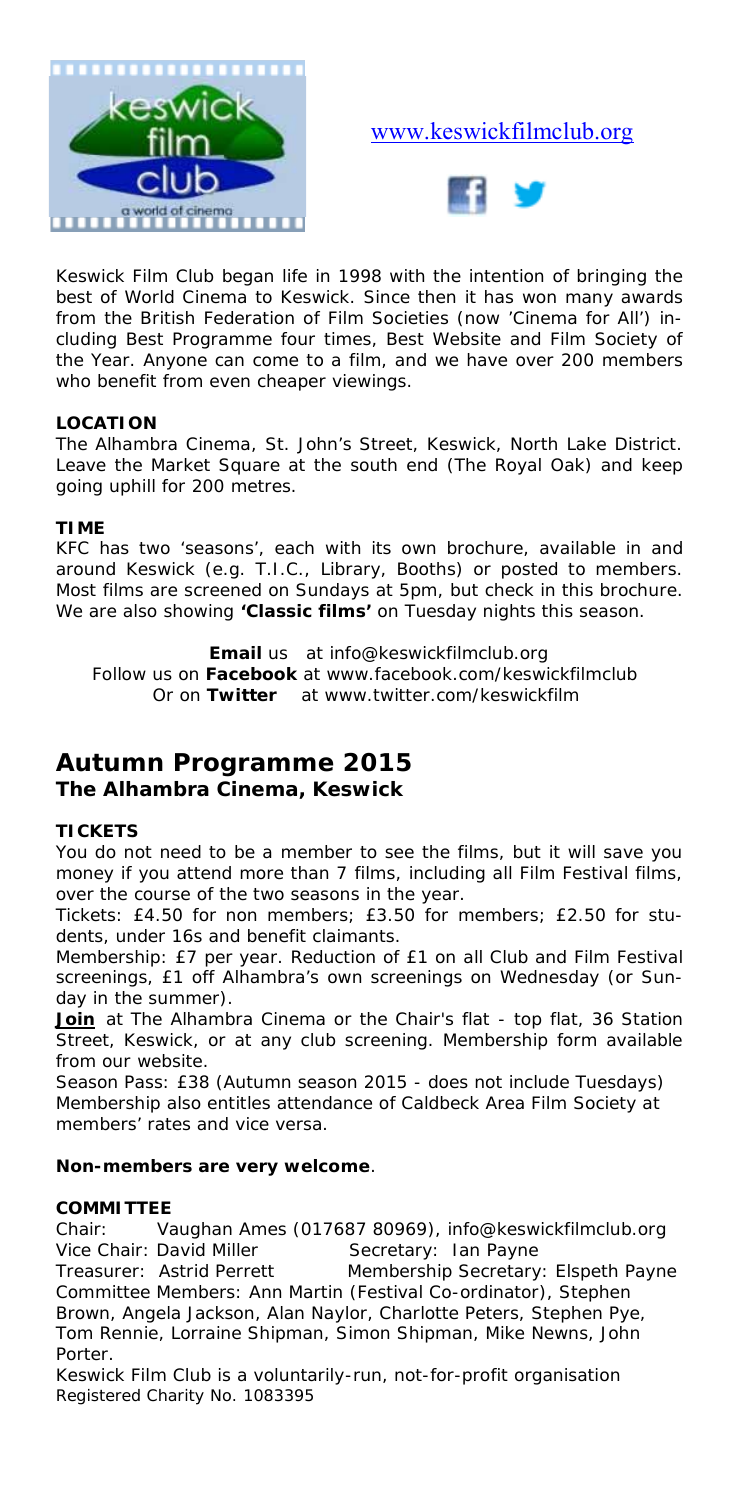www.keswickfilmclub.org

Keswick Film Club began life in 1998 with the intention of bringing the best of World Cinema to Keswick. Since then it has won many awards from the British Federation of Film Societies (now 'Cinema for All') including Best Programme four times, Best Website and Film Society of the Year. Anyone can come to a film, and we have over 200 members who benefit from even cheaper viewings.

**LOCATION**

The Alhambra Cinema, St. John's Street, Keswick, North Lake District. Leave the Market Square at the south end (The Royal Oak) and keep going uphill for 200 metres.

**TIME**

KFC has two 'seasons', each with its own brochure, available in and around Keswick (e.g. T.I.C., Library, Booths) or posted to members. Most films are screened on Sundays at 5pm, but check in this brochure. We are also showing **'Classic films'** on Tuesday nights this season.

**Email** us at info@keswickfilmclub.org
Follow us on **Facebook** at www.facebook.com/keswickfilmclub
Or on **Twitter** at www.twitter.com/keswickfilm

# Autumn Programme 2015

## The Alhambra Cinema, Keswick

**TICKETS**

You do not need to be a member to see the films, but it will save you money if you attend more than 7 films, including all Film Festival films, over the course of the two seasons in the year.

Tickets: £4.50 for non members; £3.50 for members; £2.50 for students, under 16s and benefit claimants.

Membership: £7 per year. Reduction of £1 on all Club and Film Festival screenings, £1 off Alhambra's own screenings on Wednesday (or Sunday in the summer).

**Join** at The Alhambra Cinema or the Chair's flat - top flat, 36 Station Street, Keswick, or at any club screening. Membership form available from our website.

Season Pass: £38 (Autumn season 2015 - does not include Tuesdays)
Membership also entitles attendance of Caldbeck Area Film Society at members' rates and vice versa.

**Non-members are very welcome**.

**COMMITTEE**

Chair: Vaughan Ames (017687 80969), info@keswickfilmclub.org
Vice Chair: David Miller    Secretary: Ian Payne
Treasurer: Astrid Perrett    Membership Secretary: Elspeth Payne
Committee Members: Ann Martin (Festival Co-ordinator), Stephen Brown, Angela Jackson, Alan Naylor, Charlotte Peters, Stephen Pye, Tom Rennie, Lorraine Shipman, Simon Shipman, Mike Newns, John Porter.

Keswick Film Club is a voluntarily-run, not-for-profit organisation
Registered Charity No. 1083395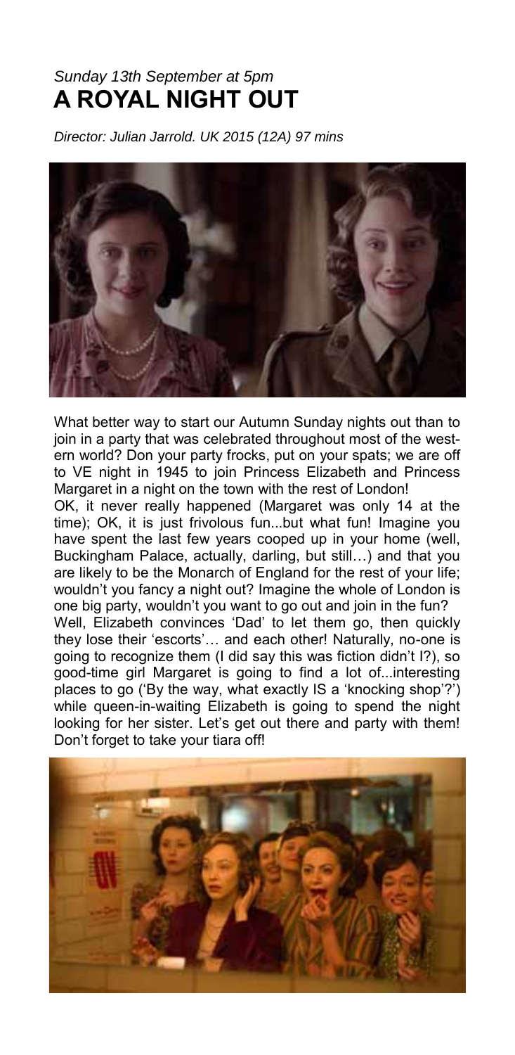*Sunday 13th September at 5pm*

# A ROYAL NIGHT OUT

*Director: Julian Jarrold. UK 2015 (12A) 97 mins*

What better way to start our Autumn Sunday nights out than to join in a party that was celebrated throughout most of the western world? Don your party frocks, put on your spats; we are off to VE night in 1945 to join Princess Elizabeth and Princess Margaret in a night on the town with the rest of London!

OK, it never really happened (Margaret was only 14 at the time); OK, it is just frivolous fun...but what fun! Imagine you have spent the last few years cooped up in your home (well, Buckingham Palace, actually, darling, but still…) and that you are likely to be the Monarch of England for the rest of your life; wouldn't you fancy a night out? Imagine the whole of London is one big party, wouldn't you want to go out and join in the fun?

Well, Elizabeth convinces 'Dad' to let them go, then quickly they lose their 'escorts'… and each other! Naturally, no-one is going to recognize them (I did say this was fiction didn't I?), so good-time girl Margaret is going to find a lot of...interesting places to go ('By the way, what exactly IS a 'knocking shop'?') while queen-in-waiting Elizabeth is going to spend the night looking for her sister. Let's get out there and party with them! Don't forget to take your tiara off!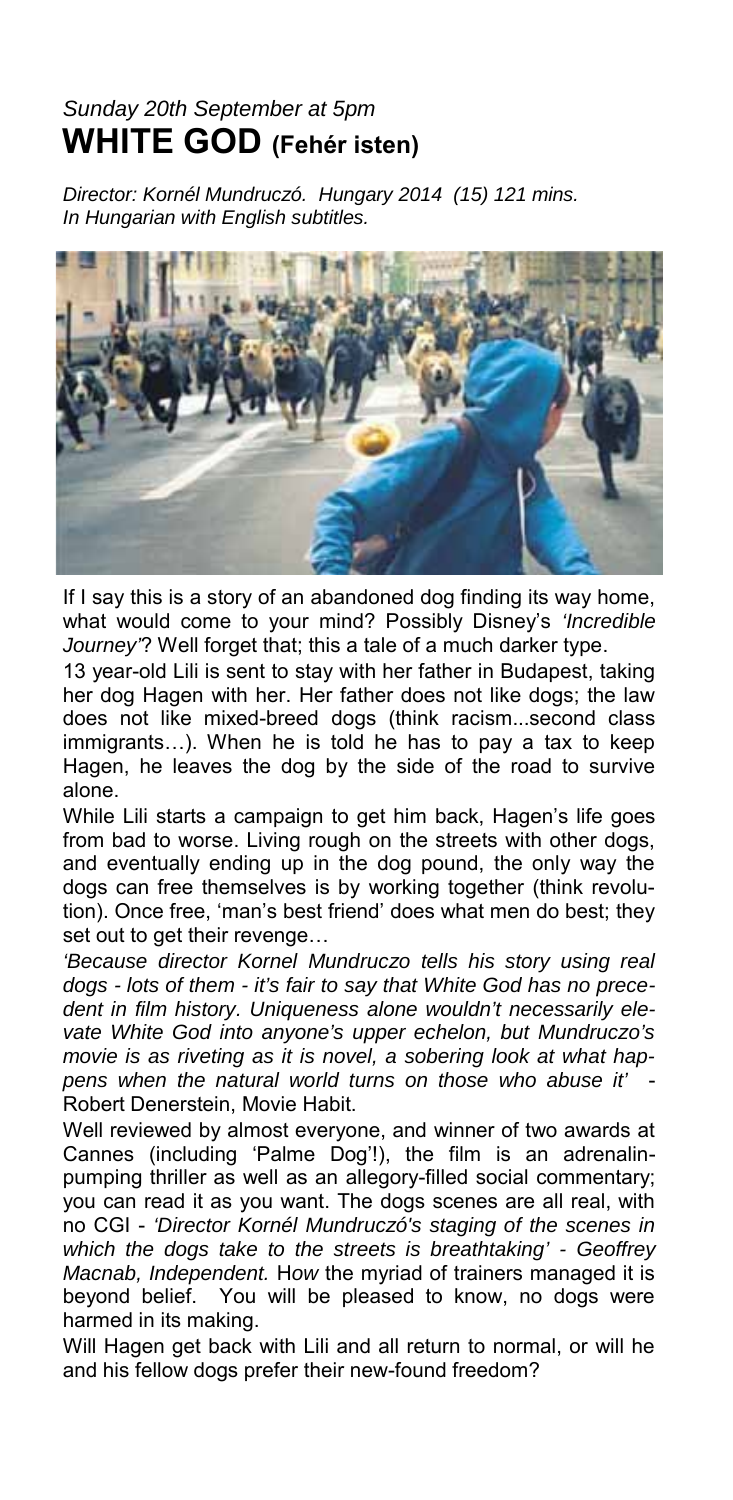*Sunday 20th September at 5pm*

## WHITE GOD (Fehér isten)

*Director: Kornél Mundruczó. Hungary 2014 (15) 121 mins.*
*In Hungarian with English subtitles.*

If I say this is a story of an abandoned dog finding its way home, what would come to your mind? Possibly Disney's *'Incredible Journey'*? Well forget that; this a tale of a much darker type.

13 year-old Lili is sent to stay with her father in Budapest, taking her dog Hagen with her. Her father does not like dogs; the law does not like mixed-breed dogs (think racism...second class immigrants…). When he is told he has to pay a tax to keep Hagen, he leaves the dog by the side of the road to survive alone.

While Lili starts a campaign to get him back, Hagen's life goes from bad to worse. Living rough on the streets with other dogs, and eventually ending up in the dog pound, the only way the dogs can free themselves is by working together (think revolution). Once free, 'man's best friend' does what men do best; they set out to get their revenge…

*'Because director Kornel Mundruczo tells his story using real dogs - lots of them - it's fair to say that White God has no precedent in film history. Uniqueness alone wouldn't necessarily elevate White God into anyone's upper echelon, but Mundruczo's movie is as riveting as it is novel, a sobering look at what happens when the natural world turns on those who abuse it'* - Robert Denerstein, Movie Habit.

Well reviewed by almost everyone, and winner of two awards at Cannes (including 'Palme Dog'!), the film is an adrenalin-pumping thriller as well as an allegory-filled social commentary; you can read it as you want. The dogs scenes are all real, with no CGI - *'Director Kornél Mundruczó's staging of the scenes in which the dogs take to the streets is breathtaking' - Geoffrey Macnab, Independent.* How the myriad of trainers managed it is beyond belief. You will be pleased to know, no dogs were harmed in its making.

Will Hagen get back with Lili and all return to normal, or will he and his fellow dogs prefer their new-found freedom?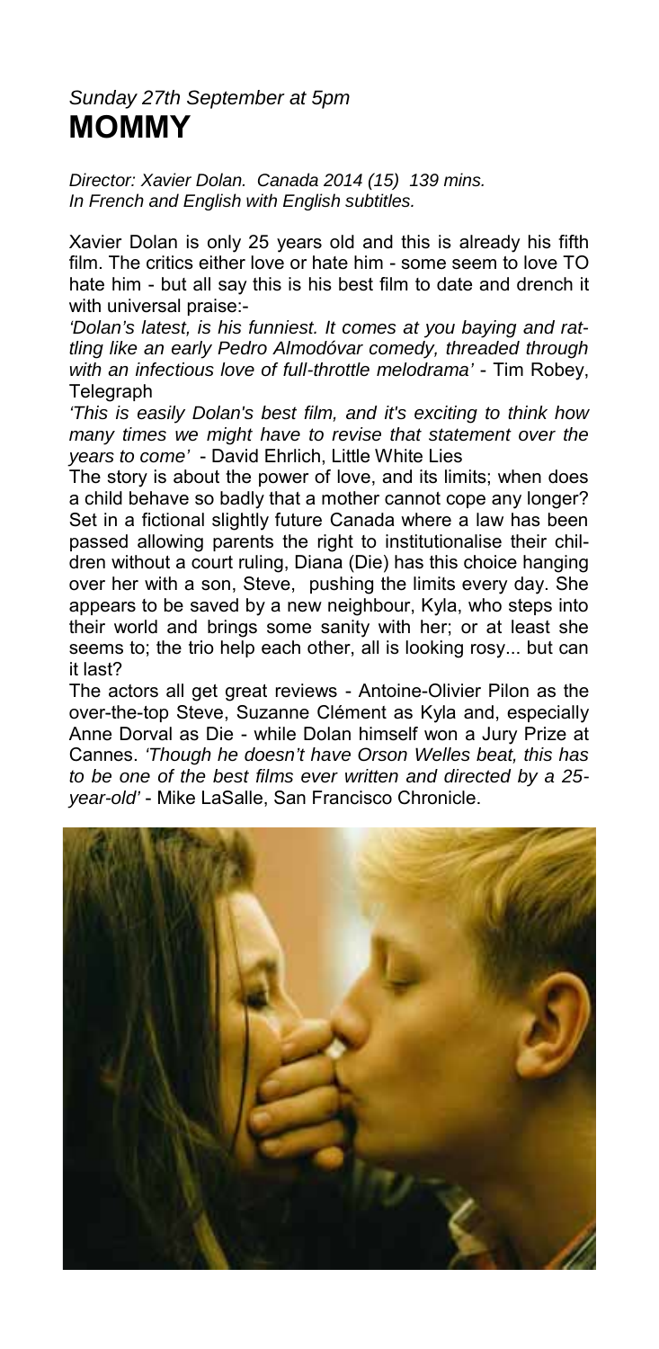*Sunday 27th September at 5pm*

# MOMMY

*Director: Xavier Dolan. Canada 2014 (15) 139 mins.*
*In French and English with English subtitles.*

Xavier Dolan is only 25 years old and this is already his fifth film. The critics either love or hate him - some seem to love TO hate him - but all say this is his best film to date and drench it with universal praise:-

*'Dolan's latest, is his funniest. It comes at you baying and rattling like an early Pedro Almodóvar comedy, threaded through with an infectious love of full-throttle melodrama'* - Tim Robey, Telegraph

*'This is easily Dolan's best film, and it's exciting to think how many times we might have to revise that statement over the years to come'* - David Ehrlich, Little White Lies

The story is about the power of love, and its limits; when does a child behave so badly that a mother cannot cope any longer? Set in a fictional slightly future Canada where a law has been passed allowing parents the right to institutionalise their children without a court ruling, Diana (Die) has this choice hanging over her with a son, Steve, pushing the limits every day. She appears to be saved by a new neighbour, Kyla, who steps into their world and brings some sanity with her; or at least she seems to; the trio help each other, all is looking rosy... but can it last?

The actors all get great reviews - Antoine-Olivier Pilon as the over-the-top Steve, Suzanne Clément as Kyla and, especially Anne Dorval as Die - while Dolan himself won a Jury Prize at Cannes. *'Though he doesn't have Orson Welles beat, this has to be one of the best films ever written and directed by a 25-year-old'* - Mike LaSalle, San Francisco Chronicle.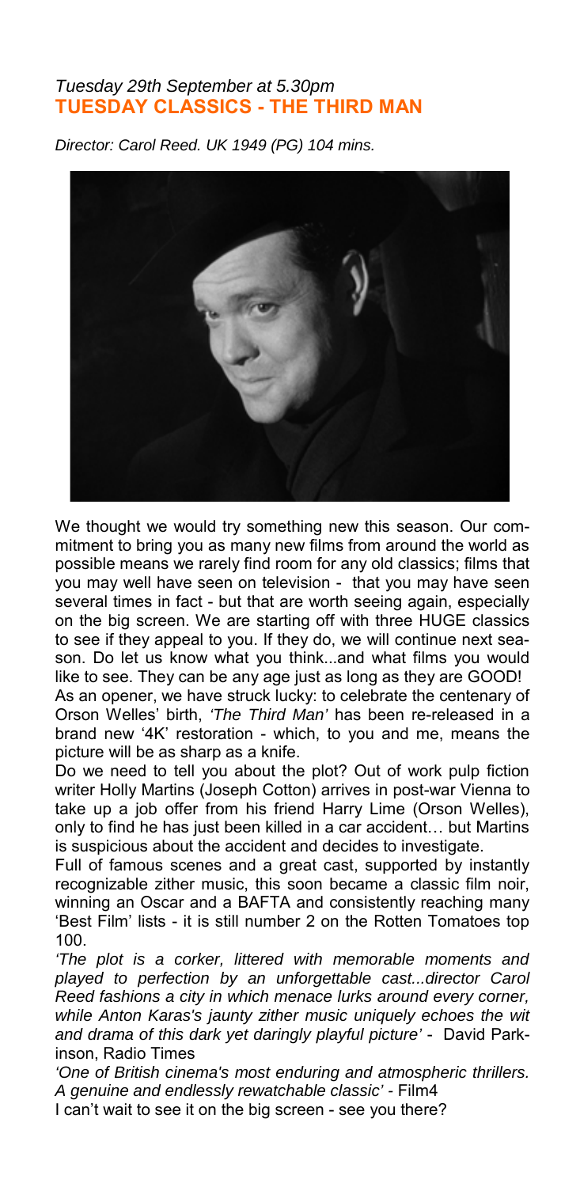*Tuesday 29th September at 5.30pm*

## TUESDAY CLASSICS - THE THIRD MAN

*Director: Carol Reed. UK 1949 (PG) 104 mins.*

We thought we would try something new this season. Our commitment to bring you as many new films from around the world as possible means we rarely find room for any old classics; films that you may well have seen on television - that you may have seen several times in fact - but that are worth seeing again, especially on the big screen. We are starting off with three HUGE classics to see if they appeal to you. If they do, we will continue next season. Do let us know what you think...and what films you would like to see. They can be any age just as long as they are GOOD!

As an opener, we have struck lucky: to celebrate the centenary of Orson Welles' birth, *'The Third Man'* has been re-released in a brand new '4K' restoration - which, to you and me, means the picture will be as sharp as a knife.

Do we need to tell you about the plot? Out of work pulp fiction writer Holly Martins (Joseph Cotton) arrives in post-war Vienna to take up a job offer from his friend Harry Lime (Orson Welles), only to find he has just been killed in a car accident… but Martins is suspicious about the accident and decides to investigate.

Full of famous scenes and a great cast, supported by instantly recognizable zither music, this soon became a classic film noir, winning an Oscar and a BAFTA and consistently reaching many 'Best Film' lists - it is still number 2 on the Rotten Tomatoes top 100.

*'The plot is a corker, littered with memorable moments and played to perfection by an unforgettable cast...director Carol Reed fashions a city in which menace lurks around every corner, while Anton Karas's jaunty zither music uniquely echoes the wit and drama of this dark yet daringly playful picture'* - David Parkinson, Radio Times

*'One of British cinema's most enduring and atmospheric thrillers. A genuine and endlessly rewatchable classic'* - Film4

I can't wait to see it on the big screen - see you there?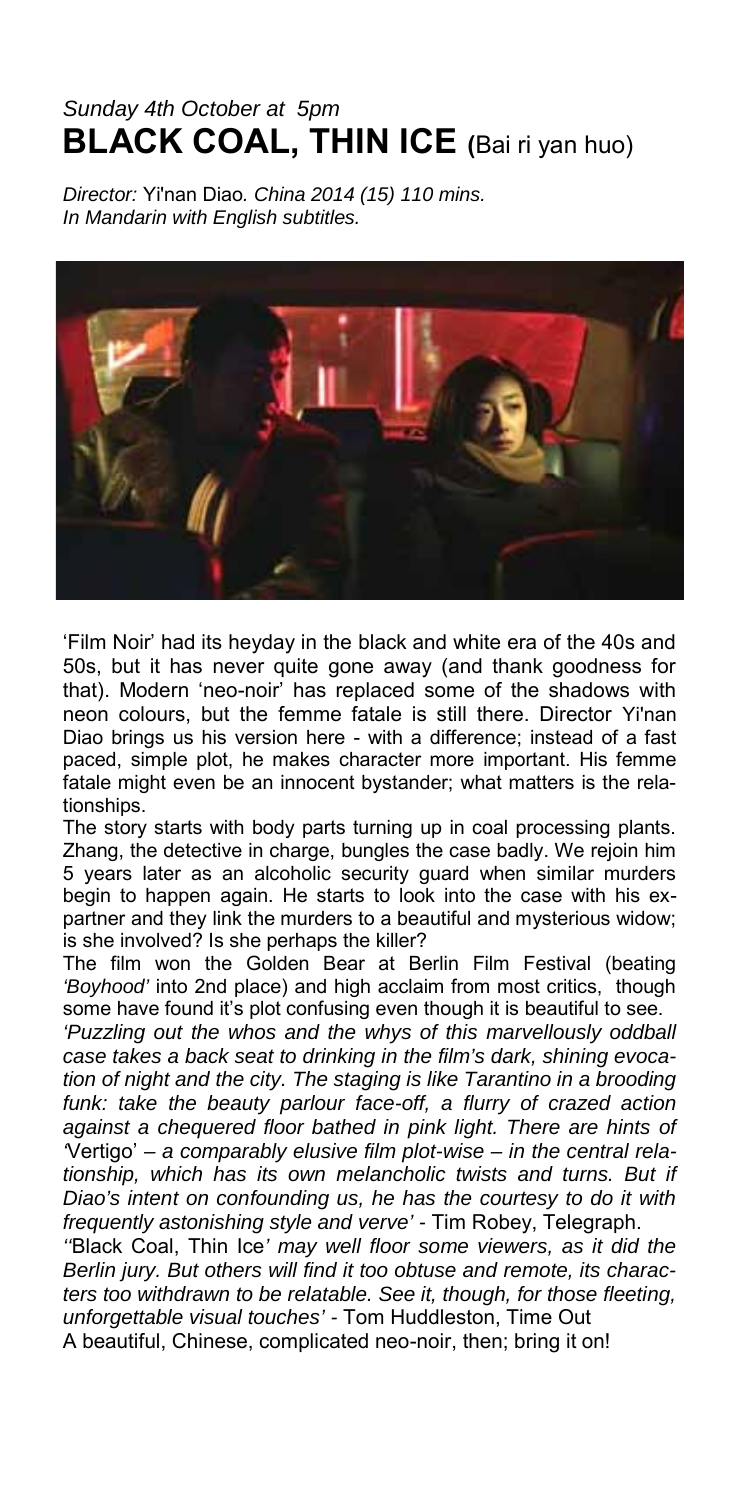*Sunday 4th October at 5pm*

# BLACK COAL, THIN ICE (Bai ri yan huo)

*Director:* Yi'nan Diao*. China 2014 (15) 110 mins.*
*In Mandarin with English subtitles.*

'Film Noir' had its heyday in the black and white era of the 40s and 50s, but it has never quite gone away (and thank goodness for that). Modern 'neo-noir' has replaced some of the shadows with neon colours, but the femme fatale is still there. Director Yi'nan Diao brings us his version here - with a difference; instead of a fast paced, simple plot, he makes character more important. His femme fatale might even be an innocent bystander; what matters is the relationships.

The story starts with body parts turning up in coal processing plants. Zhang, the detective in charge, bungles the case badly. We rejoin him 5 years later as an alcoholic security guard when similar murders begin to happen again. He starts to look into the case with his ex-partner and they link the murders to a beautiful and mysterious widow; is she involved? Is she perhaps the killer?

The film won the Golden Bear at Berlin Film Festival (beating *'Boyhood'* into 2nd place) and high acclaim from most critics, though some have found it's plot confusing even though it is beautiful to see.

*'Puzzling out the whos and the whys of this marvellously oddball case takes a back seat to drinking in the film's dark, shining evocation of night and the city. The staging is like Tarantino in a brooding funk: take the beauty parlour face-off, a flurry of crazed action against a chequered floor bathed in pink light. There are hints of '*Vertigo' *– a comparably elusive film plot-wise – in the central relationship, which has its own melancholic twists and turns. But if Diao's intent on confounding us, he has the courtesy to do it with frequently astonishing style and verve'* - Tim Robey, Telegraph.

*''*Black Coal, Thin Ice*' may well floor some viewers, as it did the Berlin jury. But others will find it too obtuse and remote, its characters too withdrawn to be relatable. See it, though, for those fleeting, unforgettable visual touches'* - Tom Huddleston, Time Out

A beautiful, Chinese, complicated neo-noir, then; bring it on!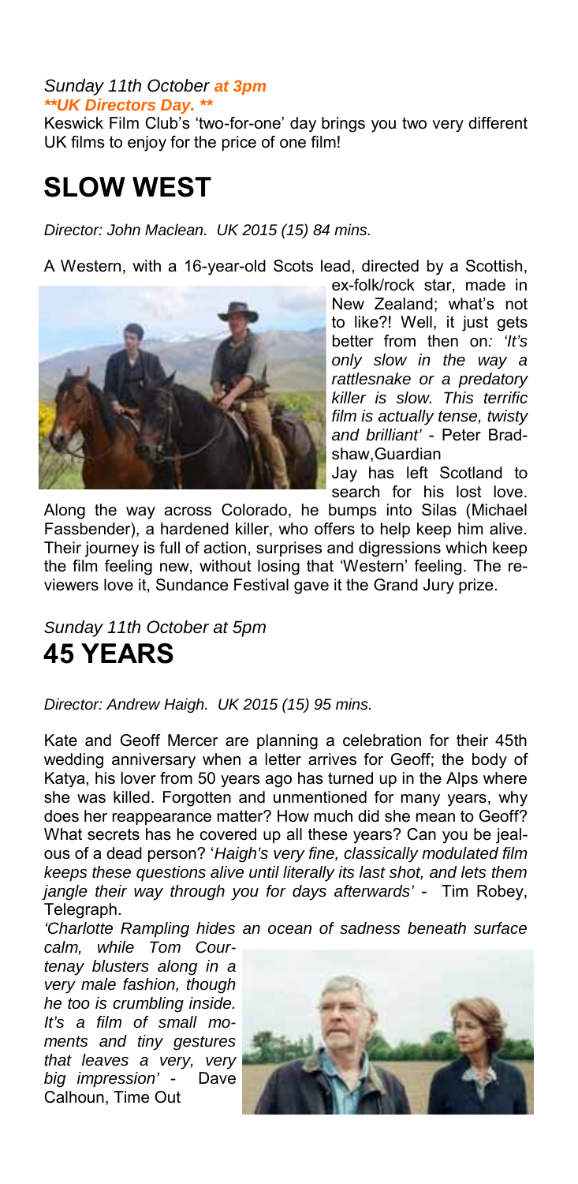*Sunday 11th October **at 3pm***
***\*\*UK Directors Day. \*\****

Keswick Film Club's 'two-for-one' day brings you two very different UK films to enjoy for the price of one film!

# SLOW WEST

*Director: John Maclean. UK 2015 (15) 84 mins.*

A Western, with a 16-year-old Scots lead, directed by a Scottish, ex-folk/rock star, made in New Zealand; what's not to like?! Well, it just gets better from then on*: 'It's only slow in the way a rattlesnake or a predatory killer is slow. This terrific film is actually tense, twisty and brilliant'* - Peter Bradshaw,Guardian

Jay has left Scotland to search for his lost love. Along the way across Colorado, he bumps into Silas (Michael Fassbender), a hardened killer, who offers to help keep him alive. Their journey is full of action, surprises and digressions which keep the film feeling new, without losing that 'Western' feeling. The reviewers love it, Sundance Festival gave it the Grand Jury prize.

*Sunday 11th October at 5pm*

# 45 YEARS

*Director: Andrew Haigh. UK 2015 (15) 95 mins.*

Kate and Geoff Mercer are planning a celebration for their 45th wedding anniversary when a letter arrives for Geoff; the body of Katya, his lover from 50 years ago has turned up in the Alps where she was killed. Forgotten and unmentioned for many years, why does her reappearance matter? How much did she mean to Geoff? What secrets has he covered up all these years? Can you be jealous of a dead person? '*Haigh's very fine, classically modulated film keeps these questions alive until literally its last shot, and lets them jangle their way through you for days afterwards'* - Tim Robey, Telegraph.

*'Charlotte Rampling hides an ocean of sadness beneath surface calm, while Tom Courtenay blusters along in a very male fashion, though he too is crumbling inside. It's a film of small moments and tiny gestures that leaves a very, very big impression'* - Dave Calhoun, Time Out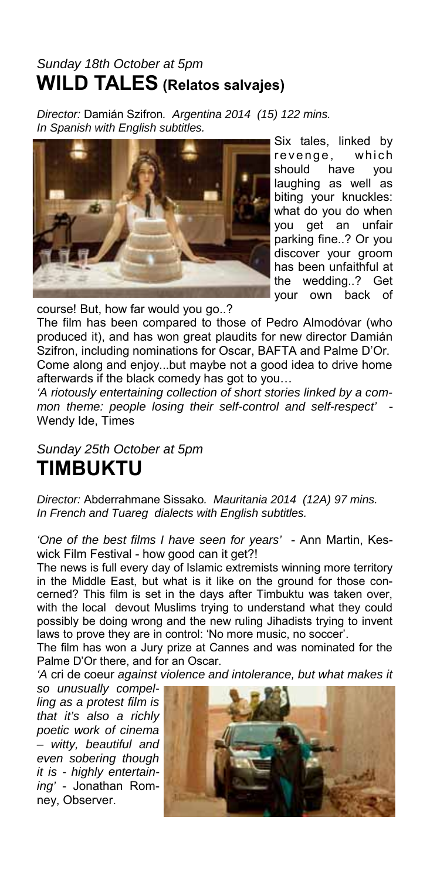*Sunday 18th October at 5pm*

## WILD TALES (Relatos salvajes)

*Director:* Damián Szifron*. Argentina 2014 (15) 122 mins.*
*In Spanish with English subtitles.*

Six tales, linked by revenge, which should have you laughing as well as biting your knuckles: what do you do when you get an unfair parking fine..? Or you discover your groom has been unfaithful at the wedding..? Get your own back of course! But, how far would you go..?

The film has been compared to those of Pedro Almodóvar (who produced it), and has won great plaudits for new director Damián Szifron, including nominations for Oscar, BAFTA and Palme D'Or. Come along and enjoy...but maybe not a good idea to drive home afterwards if the black comedy has got to you…

*'A riotously entertaining collection of short stories linked by a common theme: people losing their self-control and self-respect'* - Wendy Ide, Times

*Sunday 25th October at 5pm*

## TIMBUKTU

*Director:* Abderrahmane Sissako*. Mauritania 2014 (12A) 97 mins.*
*In French and Tuareg dialects with English subtitles.*

*'One of the best films I have seen for years'* - Ann Martin, Keswick Film Festival - how good can it get?!

The news is full every day of Islamic extremists winning more territory in the Middle East, but what is it like on the ground for those concerned? This film is set in the days after Timbuktu was taken over, with the local devout Muslims trying to understand what they could possibly be doing wrong and the new ruling Jihadists trying to invent laws to prove they are in control: 'No more music, no soccer'.

The film has won a Jury prize at Cannes and was nominated for the Palme D'Or there, and for an Oscar.

*'A* cri de coeur *against violence and intolerance, but what makes it so unusually compelling as a protest film is that it's also a richly poetic work of cinema – witty, beautiful and even sobering though it is - highly entertaining'* - Jonathan Romney, Observer.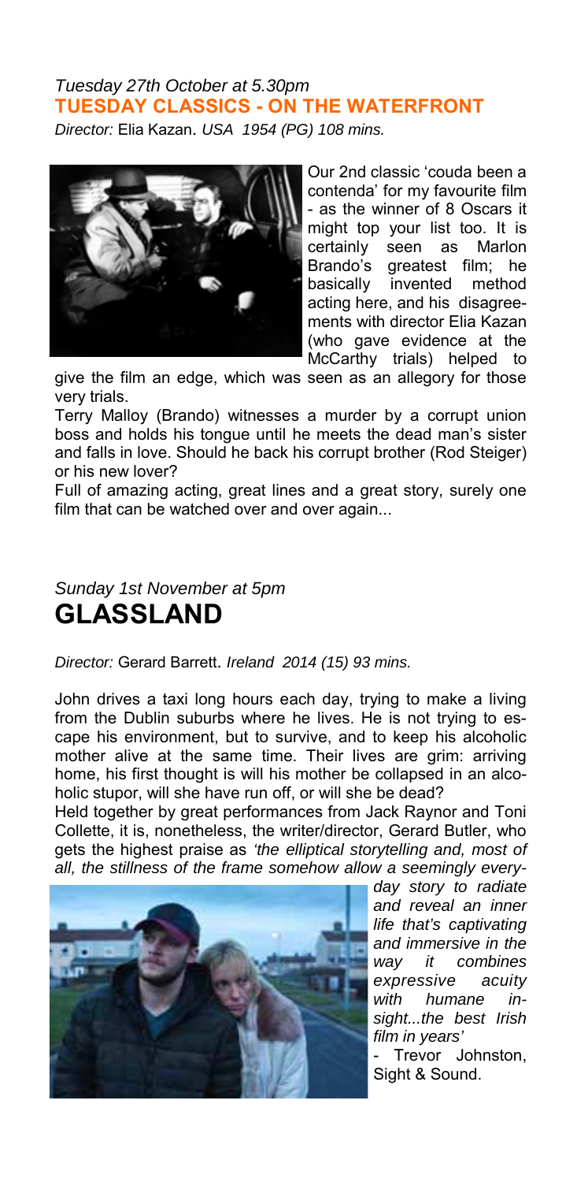*Tuesday 27th October at 5.30pm*

## TUESDAY CLASSICS - ON THE WATERFRONT

*Director:* Elia Kazan. *USA 1954 (PG) 108 mins.*

Our 2nd classic 'couda been a contenda' for my favourite film - as the winner of 8 Oscars it might top your list too. It is certainly seen as Marlon Brando's greatest film; he basically invented method acting here, and his disagreements with director Elia Kazan (who gave evidence at the McCarthy trials) helped to give the film an edge, which was seen as an allegory for those very trials.

Terry Malloy (Brando) witnesses a murder by a corrupt union boss and holds his tongue until he meets the dead man's sister and falls in love. Should he back his corrupt brother (Rod Steiger) or his new lover?

Full of amazing acting, great lines and a great story, surely one film that can be watched over and over again...

*Sunday 1st November at 5pm*

# GLASSLAND

*Director:* Gerard Barrett. *Ireland 2014 (15) 93 mins.*

John drives a taxi long hours each day, trying to make a living from the Dublin suburbs where he lives. He is not trying to escape his environment, but to survive, and to keep his alcoholic mother alive at the same time. Their lives are grim: arriving home, his first thought is will his mother be collapsed in an alcoholic stupor, will she have run off, or will she be dead?

Held together by great performances from Jack Raynor and Toni Collette, it is, nonetheless, the writer/director, Gerard Butler, who gets the highest praise as *'the elliptical storytelling and, most of all, the stillness of the frame somehow allow a seemingly everyday story to radiate and reveal an inner life that's captivating and immersive in the way it combines expressive acuity with humane insight...the best Irish film in years'*

- Trevor Johnston, Sight & Sound.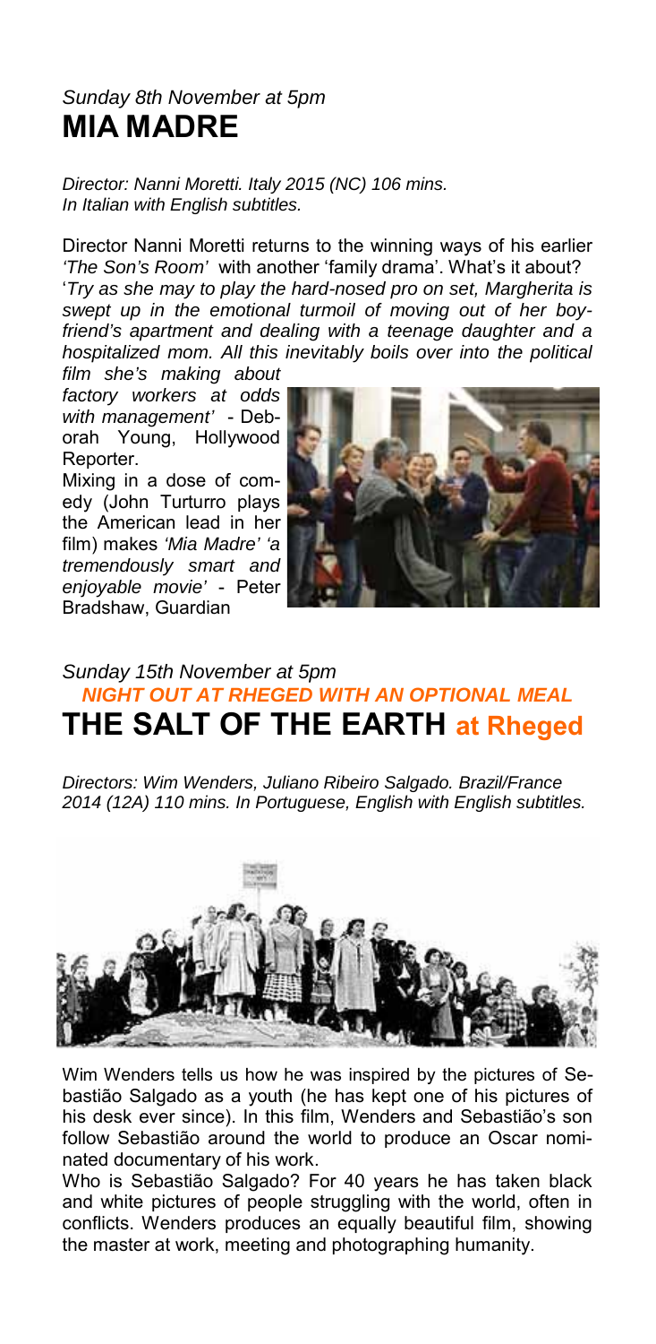*Sunday 8th November at 5pm*

# MIA MADRE

*Director: Nanni Moretti. Italy 2015 (NC) 106 mins.*
*In Italian with English subtitles.*

Director Nanni Moretti returns to the winning ways of his earlier *'The Son's Room'* with another 'family drama'. What's it about? '*Try as she may to play the hard-nosed pro on set, Margherita is swept up in the emotional turmoil of moving out of her boyfriend's apartment and dealing with a teenage daughter and a hospitalized mom. All this inevitably boils over into the political film she's making about factory workers at odds with management'* - Deborah Young, Hollywood Reporter.

Mixing in a dose of comedy (John Turturro plays the American lead in her film) makes *'Mia Madre' 'a tremendously smart and enjoyable movie'* - Peter Bradshaw, Guardian

*Sunday 15th November at 5pm*

***NIGHT OUT AT RHEGED WITH AN OPTIONAL MEAL***

# THE SALT OF THE EARTH at Rheged

*Directors: Wim Wenders, Juliano Ribeiro Salgado. Brazil/France 2014 (12A) 110 mins. In Portuguese, English with English subtitles.*

Wim Wenders tells us how he was inspired by the pictures of Sebastião Salgado as a youth (he has kept one of his pictures of his desk ever since). In this film, Wenders and Sebastião's son follow Sebastião around the world to produce an Oscar nominated documentary of his work.

Who is Sebastião Salgado? For 40 years he has taken black and white pictures of people struggling with the world, often in conflicts. Wenders produces an equally beautiful film, showing the master at work, meeting and photographing humanity.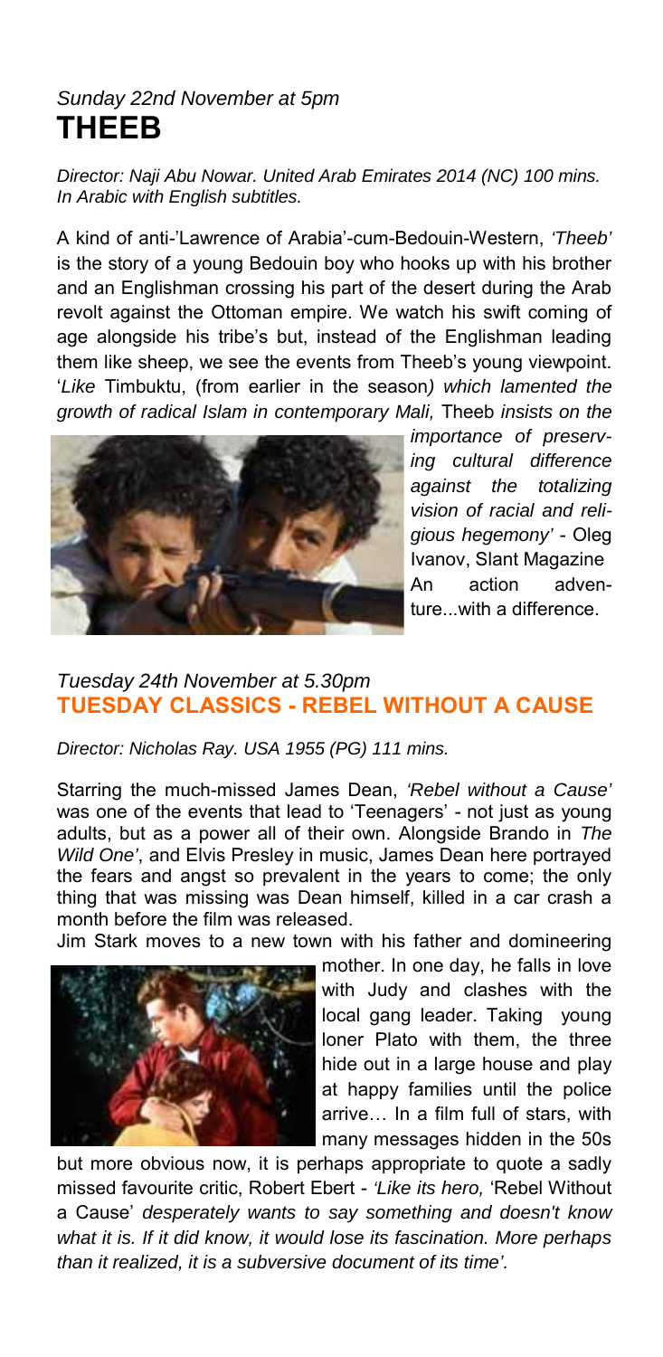*Sunday 22nd November at 5pm*

## THEEB

*Director: Naji Abu Nowar. United Arab Emirates 2014 (NC) 100 mins. In Arabic with English subtitles.*

A kind of anti-'Lawrence of Arabia'-cum-Bedouin-Western, *'Theeb'* is the story of a young Bedouin boy who hooks up with his brother and an Englishman crossing his part of the desert during the Arab revolt against the Ottoman empire. We watch his swift coming of age alongside his tribe's but, instead of the Englishman leading them like sheep, we see the events from Theeb's young viewpoint. '*Like* Timbuktu, (from earlier in the season*) which lamented the growth of radical Islam in contemporary Mali,* Theeb *insists on the importance of preserving cultural difference against the totalizing vision of racial and religious hegemony'* - Oleg Ivanov, Slant Magazine

An action adventure...with a difference.

*Tuesday 24th November at 5.30pm*

## TUESDAY CLASSICS - REBEL WITHOUT A CAUSE

*Director: Nicholas Ray. USA 1955 (PG) 111 mins.*

Starring the much-missed James Dean, *'Rebel without a Cause'* was one of the events that lead to 'Teenagers' - not just as young adults, but as a power all of their own. Alongside Brando in *The Wild One'*, and Elvis Presley in music, James Dean here portrayed the fears and angst so prevalent in the years to come; the only thing that was missing was Dean himself, killed in a car crash a month before the film was released.

Jim Stark moves to a new town with his father and domineering mother. In one day, he falls in love with Judy and clashes with the local gang leader. Taking young loner Plato with them, the three hide out in a large house and play at happy families until the police arrive… In a film full of stars, with many messages hidden in the 50s but more obvious now, it is perhaps appropriate to quote a sadly missed favourite critic, Robert Ebert - *'Like its hero,* 'Rebel Without a Cause' *desperately wants to say something and doesn't know what it is. If it did know, it would lose its fascination. More perhaps than it realized, it is a subversive document of its time'.*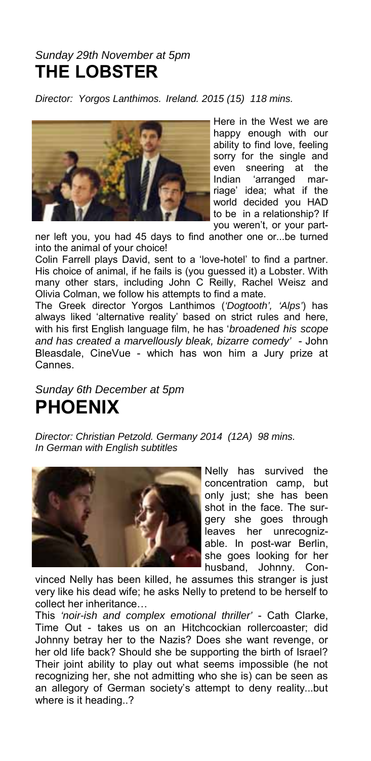*Sunday 29th November at 5pm*

# THE LOBSTER

*Director: Yorgos Lanthimos. Ireland. 2015 (15) 118 mins.*

Here in the West we are happy enough with our ability to find love, feeling sorry for the single and even sneering at the Indian 'arranged marriage' idea; what if the world decided you HAD to be in a relationship? If you weren't, or your partner left you, you had 45 days to find another one or...be turned into the animal of your choice!

Colin Farrell plays David, sent to a 'love-hotel' to find a partner. His choice of animal, if he fails is (you guessed it) a Lobster. With many other stars, including John C Reilly, Rachel Weisz and Olivia Colman, we follow his attempts to find a mate.

The Greek director Yorgos Lanthimos (*'Dogtooth', 'Alps'*) has always liked 'alternative reality' based on strict rules and here, with his first English language film, he has '*broadened his scope and has created a marvellously bleak, bizarre comedy'* - John Bleasdale, CineVue - which has won him a Jury prize at Cannes.

*Sunday 6th December at 5pm*

# PHOENIX

*Director: Christian Petzold. Germany 2014 (12A) 98 mins.*
*In German with English subtitles*

Nelly has survived the concentration camp, but only just; she has been shot in the face. The surgery she goes through leaves her unrecognizable. In post-war Berlin, she goes looking for her husband, Johnny. Convinced Nelly has been killed, he assumes this stranger is just very like his dead wife; he asks Nelly to pretend to be herself to collect her inheritance…

This *'noir-ish and complex emotional thriller'* - Cath Clarke, Time Out - takes us on an Hitchcockian rollercoaster; did Johnny betray her to the Nazis? Does she want revenge, or her old life back? Should she be supporting the birth of Israel? Their joint ability to play out what seems impossible (he not recognizing her, she not admitting who she is) can be seen as an allegory of German society's attempt to deny reality...but where is it heading..?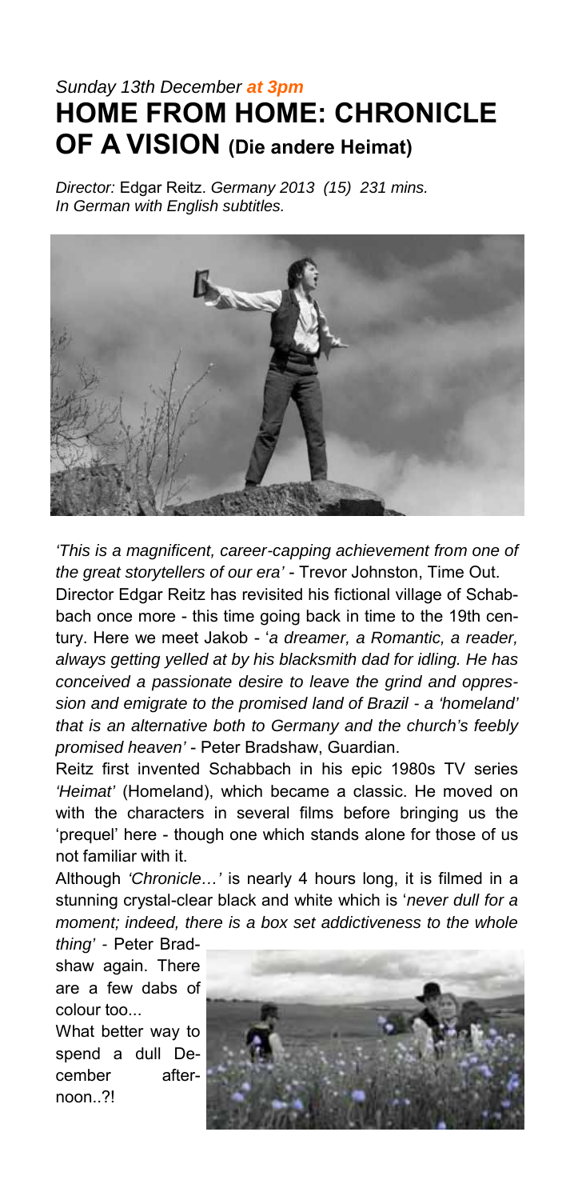*Sunday 13th December **at 3pm***

# HOME FROM HOME: CHRONICLE OF A VISION (Die andere Heimat)

*Director:* Edgar Reitz. *Germany 2013 (15) 231 mins.*
*In German with English subtitles.*

*'This is a magnificent, career-capping achievement from one of the great storytellers of our era'* - Trevor Johnston, Time Out.

Director Edgar Reitz has revisited his fictional village of Schabbach once more - this time going back in time to the 19th century. Here we meet Jakob - '*a dreamer, a Romantic, a reader, always getting yelled at by his blacksmith dad for idling. He has conceived a passionate desire to leave the grind and oppression and emigrate to the promised land of Brazil - a 'homeland' that is an alternative both to Germany and the church's feebly promised heaven'* - Peter Bradshaw, Guardian.

Reitz first invented Schabbach in his epic 1980s TV series *'Heimat'* (Homeland), which became a classic. He moved on with the characters in several films before bringing us the 'prequel' here - though one which stands alone for those of us not familiar with it.

Although *'Chronicle…'* is nearly 4 hours long, it is filmed in a stunning crystal-clear black and white which is '*never dull for a moment; indeed, there is a box set addictiveness to the whole thing'* - Peter Bradshaw again. There are a few dabs of colour too...

What better way to spend a dull December afternoon..?!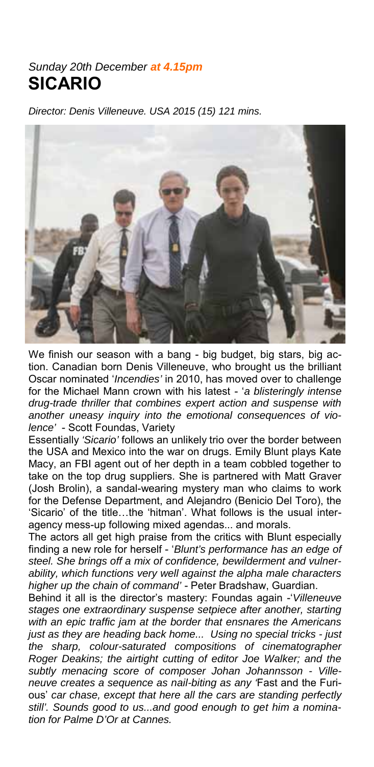*Sunday 20th December **at 4.15pm***

# SICARIO

*Director: Denis Villeneuve. USA 2015 (15) 121 mins.*

We finish our season with a bang - big budget, big stars, big action. Canadian born Denis Villeneuve, who brought us the brilliant Oscar nominated '*Incendies'* in 2010, has moved over to challenge for the Michael Mann crown with his latest - '*a blisteringly intense drug-trade thriller that combines expert action and suspense with another uneasy inquiry into the emotional consequences of violence'* - Scott Foundas, Variety

Essentially *'Sicario'* follows an unlikely trio over the border between the USA and Mexico into the war on drugs. Emily Blunt plays Kate Macy, an FBI agent out of her depth in a team cobbled together to take on the top drug suppliers. She is partnered with Matt Graver (Josh Brolin), a sandal-wearing mystery man who claims to work for the Defense Department, and Alejandro (Benicio Del Toro), the 'Sicario' of the title…the 'hitman'. What follows is the usual inter-agency mess-up following mixed agendas... and morals.

The actors all get high praise from the critics with Blunt especially finding a new role for herself - '*Blunt's performance has an edge of steel. She brings off a mix of confidence, bewilderment and vulnerability, which functions very well against the alpha male characters higher up the chain of command'* - Peter Bradshaw, Guardian.

Behind it all is the director's mastery: Foundas again -'*Villeneuve stages one extraordinary suspense setpiece after another, starting with an epic traffic jam at the border that ensnares the Americans just as they are heading back home... Using no special tricks - just the sharp, colour-saturated compositions of cinematographer Roger Deakins; the airtight cutting of editor Joe Walker; and the subtly menacing score of composer Johan Johannsson - Villeneuve creates a sequence as nail-biting as any '*Fast and the Furious' *car chase, except that here all the cars are standing perfectly still'. Sounds good to us...and good enough to get him a nomination for Palme D'Or at Cannes.*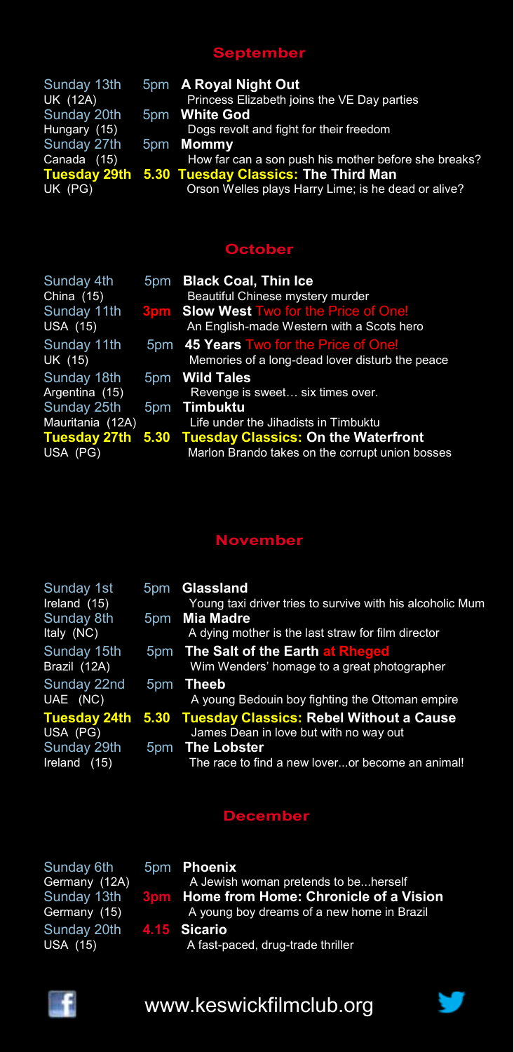## September

| | | |
|---|---|---|
| Sunday 13th<br>UK (12A) | 5pm | **A Royal Night Out**<br>Princess Elizabeth joins the VE Day parties |
| Sunday 20th<br>Hungary (15) | 5pm | **White God**<br>Dogs revolt and fight for their freedom |
| Sunday 27th<br>Canada (15) | 5pm | **Mommy**<br>How far can a son push his mother before she breaks? |
| **Tuesday 29th**<br>UK (PG) | **5.30** | **Tuesday Classics: The Third Man**<br>Orson Welles plays Harry Lime; is he dead or alive? |

## October

| | | |
|---|---|---|
| Sunday 4th<br>China (15) | 5pm | **Black Coal, Thin Ice**<br>Beautiful Chinese mystery murder |
| Sunday 11th<br>USA (15) | **3pm** | **Slow West** Two for the Price of One!<br>An English-made Western with a Scots hero |
| Sunday 11th<br>UK (15) | 5pm | **45 Years** Two for the Price of One!<br>Memories of a long-dead lover disturb the peace |
| Sunday 18th<br>Argentina (15) | 5pm | **Wild Tales**<br>Revenge is sweet… six times over. |
| Sunday 25th<br>Mauritania (12A) | 5pm | **Timbuktu**<br>Life under the Jihadists in Timbuktu |
| **Tuesday 27th**<br>USA (PG) | **5.30** | **Tuesday Classics: On the Waterfront**<br>Marlon Brando takes on the corrupt union bosses |

## November

| | | |
|---|---|---|
| Sunday 1st<br>Ireland (15) | 5pm | **Glassland**<br>Young taxi driver tries to survive with his alcoholic Mum |
| Sunday 8th<br>Italy (NC) | 5pm | **Mia Madre**<br>A dying mother is the last straw for film director |
| Sunday 15th<br>Brazil (12A) | 5pm | **The Salt of the Earth at Rheged**<br>Wim Wenders' homage to a great photographer |
| Sunday 22nd<br>UAE (NC) | 5pm | **Theeb**<br>A young Bedouin boy fighting the Ottoman empire |
| **Tuesday 24th**<br>USA (PG) | **5.30** | **Tuesday Classics: Rebel Without a Cause**<br>James Dean in love but with no way out |
| Sunday 29th<br>Ireland (15) | 5pm | **The Lobster**<br>The race to find a new lover...or become an animal! |

## December

| | | |
|---|---|---|
| Sunday 6th<br>Germany (12A) | 5pm | **Phoenix**<br>A Jewish woman pretends to be...herself |
| Sunday 13th<br>Germany (15) | **3pm** | **Home from Home: Chronicle of a Vision**<br>A young boy dreams of a new home in Brazil |
| Sunday 20th<br>USA (15) | **4.15** | **Sicario**<br>A fast-paced, drug-trade thriller |

www.keswickfilmclub.org